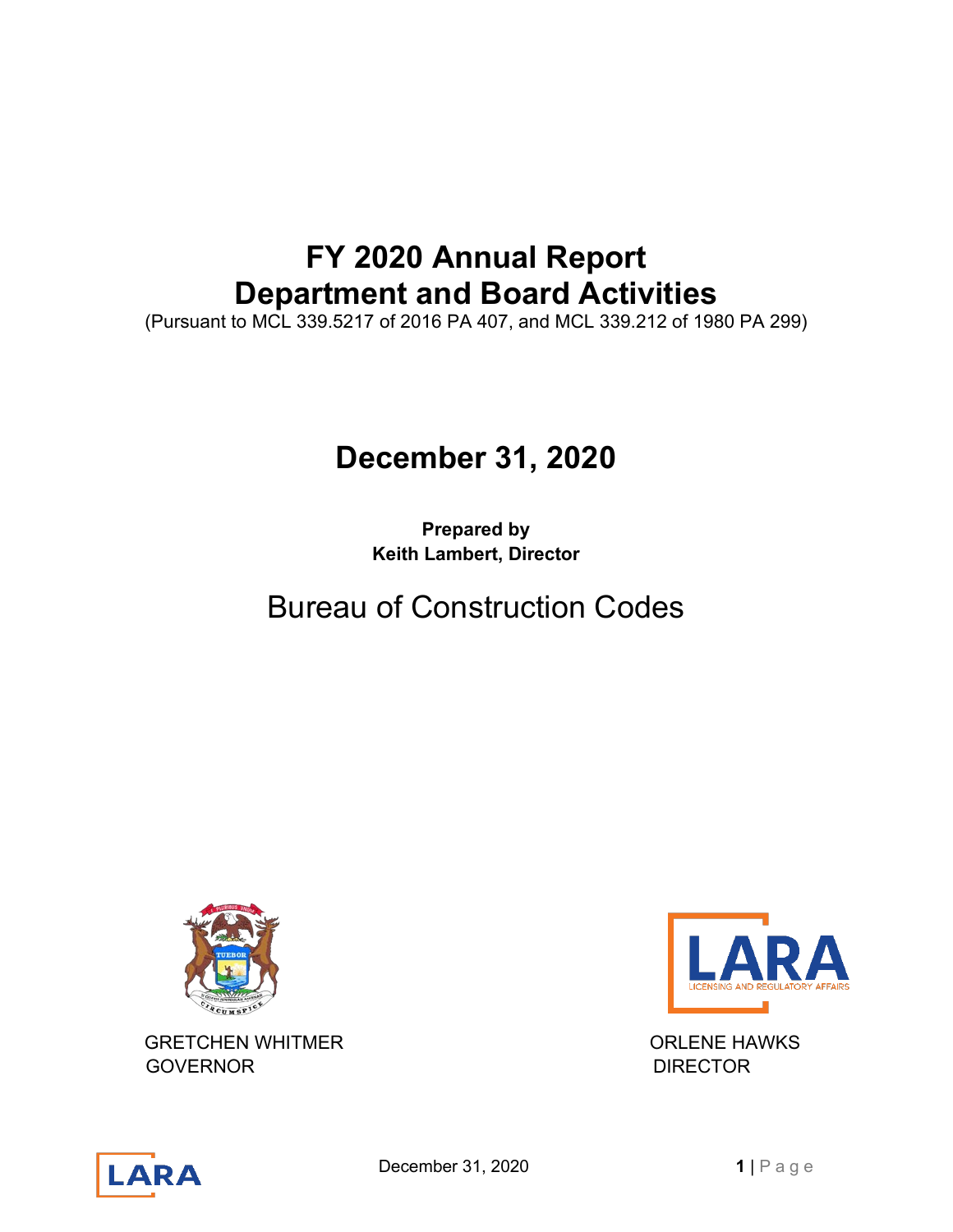# FY 2020 Annual Report
# Department and Board Activities

(Pursuant to MCL 339.5217 of 2016 PA 407, and MCL 339.212 of 1980 PA 299)

## December 31, 2020

**Prepared by**
**Keith Lambert, Director**

Bureau of Construction Codes

GRETCHEN WHITMER
GOVERNOR

ORLENE HAWKS
DIRECTOR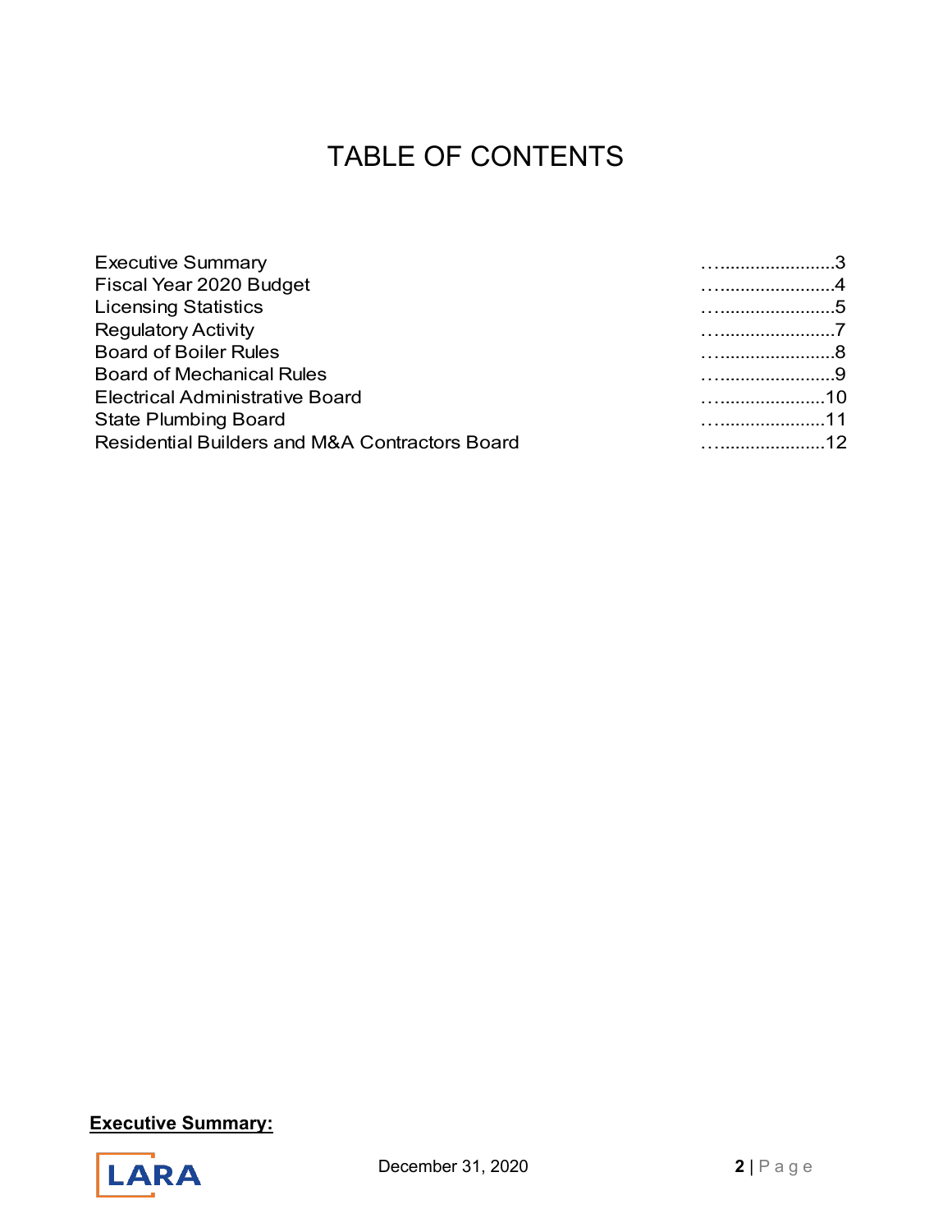# TABLE OF CONTENTS

| | |
|---|---|
| Executive Summary | 3 |
| Fiscal Year 2020 Budget | 4 |
| Licensing Statistics | 5 |
| Regulatory Activity | 7 |
| Board of Boiler Rules | 8 |
| Board of Mechanical Rules | 9 |
| Electrical Administrative Board | 10 |
| State Plumbing Board | 11 |
| Residential Builders and M&A Contractors Board | 12 |

**Executive Summary:**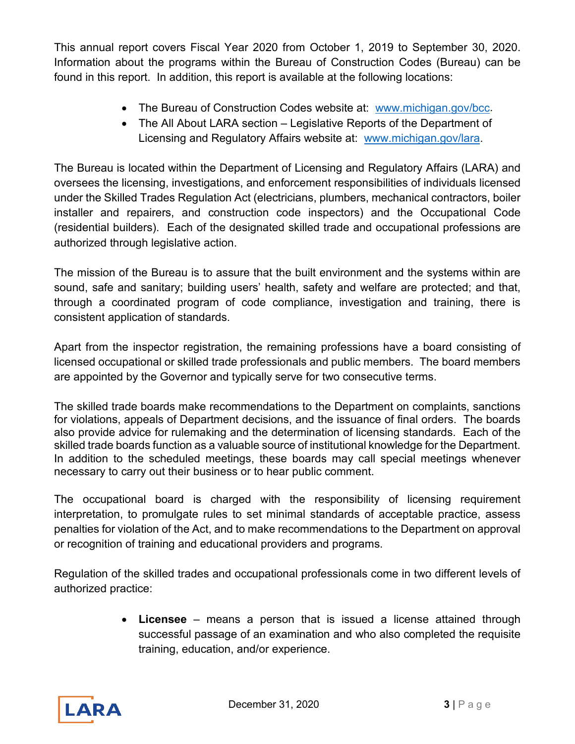This annual report covers Fiscal Year 2020 from October 1, 2019 to September 30, 2020. Information about the programs within the Bureau of Construction Codes (Bureau) can be found in this report. In addition, this report is available at the following locations:

- The Bureau of Construction Codes website at: [www.michigan.gov/bcc](www.michigan.gov/bcc).
- The All About LARA section – Legislative Reports of the Department of Licensing and Regulatory Affairs website at: [www.michigan.gov/lara](www.michigan.gov/lara).

The Bureau is located within the Department of Licensing and Regulatory Affairs (LARA) and oversees the licensing, investigations, and enforcement responsibilities of individuals licensed under the Skilled Trades Regulation Act (electricians, plumbers, mechanical contractors, boiler installer and repairers, and construction code inspectors) and the Occupational Code (residential builders). Each of the designated skilled trade and occupational professions are authorized through legislative action.

The mission of the Bureau is to assure that the built environment and the systems within are sound, safe and sanitary; building users' health, safety and welfare are protected; and that, through a coordinated program of code compliance, investigation and training, there is consistent application of standards.

Apart from the inspector registration, the remaining professions have a board consisting of licensed occupational or skilled trade professionals and public members. The board members are appointed by the Governor and typically serve for two consecutive terms.

The skilled trade boards make recommendations to the Department on complaints, sanctions for violations, appeals of Department decisions, and the issuance of final orders. The boards also provide advice for rulemaking and the determination of licensing standards. Each of the skilled trade boards function as a valuable source of institutional knowledge for the Department. In addition to the scheduled meetings, these boards may call special meetings whenever necessary to carry out their business or to hear public comment.

The occupational board is charged with the responsibility of licensing requirement interpretation, to promulgate rules to set minimal standards of acceptable practice, assess penalties for violation of the Act, and to make recommendations to the Department on approval or recognition of training and educational providers and programs.

Regulation of the skilled trades and occupational professionals come in two different levels of authorized practice:

- **Licensee** – means a person that is issued a license attained through successful passage of an examination and who also completed the requisite training, education, and/or experience.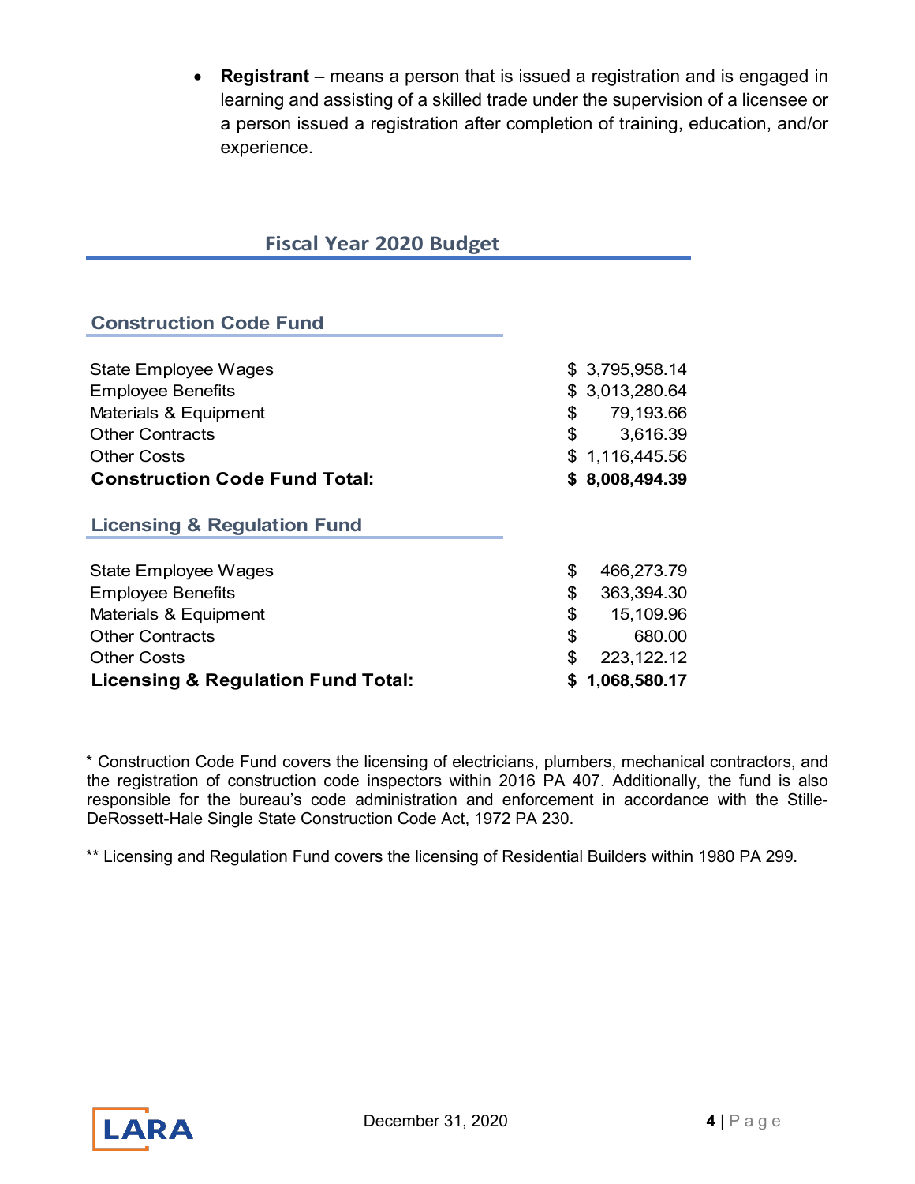- **Registrant** – means a person that is issued a registration and is engaged in learning and assisting of a skilled trade under the supervision of a licensee or a person issued a registration after completion of training, education, and/or experience.

## Fiscal Year 2020 Budget

### Construction Code Fund

| | |
|---|---|
| State Employee Wages | $ 3,795,958.14 |
| Employee Benefits | $ 3,013,280.64 |
| Materials & Equipment | $ 79,193.66 |
| Other Contracts | $ 3,616.39 |
| Other Costs | $ 1,116,445.56 |
| **Construction Code Fund Total:** | **$ 8,008,494.39** |

### Licensing & Regulation Fund

| | |
|---|---|
| State Employee Wages | $ 466,273.79 |
| Employee Benefits | $ 363,394.30 |
| Materials & Equipment | $ 15,109.96 |
| Other Contracts | $ 680.00 |
| Other Costs | $ 223,122.12 |
| **Licensing & Regulation Fund Total:** | **$ 1,068,580.17** |

* Construction Code Fund covers the licensing of electricians, plumbers, mechanical contractors, and the registration of construction code inspectors within 2016 PA 407. Additionally, the fund is also responsible for the bureau's code administration and enforcement in accordance with the Stille-DeRossett-Hale Single State Construction Code Act, 1972 PA 230.

** Licensing and Regulation Fund covers the licensing of Residential Builders within 1980 PA 299.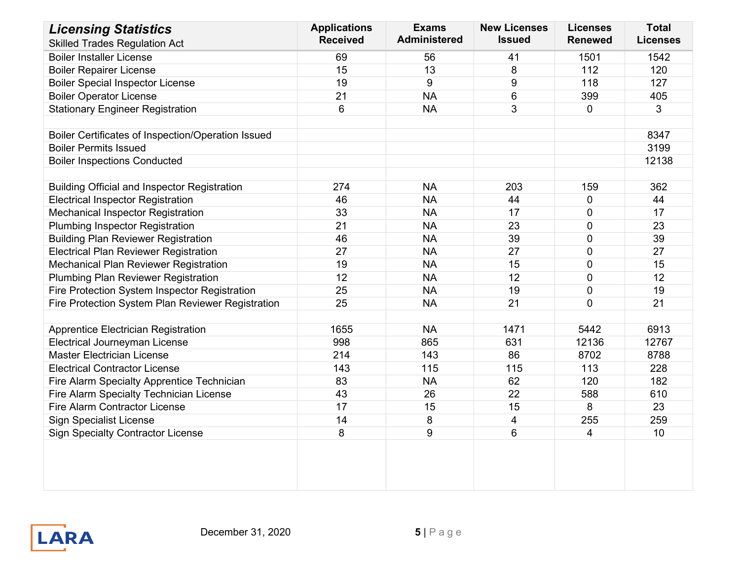| ***Licensing Statistics*** Skilled Trades Regulation Act | Applications Received | Exams Administered | New Licenses Issued | Licenses Renewed | Total Licenses |
|---|---|---|---|---|---|
| Boiler Installer License | 69 | 56 | 41 | 1501 | 1542 |
| Boiler Repairer License | 15 | 13 | 8 | 112 | 120 |
| Boiler Special Inspector License | 19 | 9 | 9 | 118 | 127 |
| Boiler Operator License | 21 | NA | 6 | 399 | 405 |
| Stationary Engineer Registration | 6 | NA | 3 | 0 | 3 |
| | | | | | |
| Boiler Certificates of Inspection/Operation Issued | | | | | 8347 |
| Boiler Permits Issued | | | | | 3199 |
| Boiler Inspections Conducted | | | | | 12138 |
| | | | | | |
| Building Official and Inspector Registration | 274 | NA | 203 | 159 | 362 |
| Electrical Inspector Registration | 46 | NA | 44 | 0 | 44 |
| Mechanical Inspector Registration | 33 | NA | 17 | 0 | 17 |
| Plumbing Inspector Registration | 21 | NA | 23 | 0 | 23 |
| Building Plan Reviewer Registration | 46 | NA | 39 | 0 | 39 |
| Electrical Plan Reviewer Registration | 27 | NA | 27 | 0 | 27 |
| Mechanical Plan Reviewer Registration | 19 | NA | 15 | 0 | 15 |
| Plumbing Plan Reviewer Registration | 12 | NA | 12 | 0 | 12 |
| Fire Protection System Inspector Registration | 25 | NA | 19 | 0 | 19 |
| Fire Protection System Plan Reviewer Registration | 25 | NA | 21 | 0 | 21 |
| | | | | | |
| Apprentice Electrician Registration | 1655 | NA | 1471 | 5442 | 6913 |
| Electrical Journeyman License | 998 | 865 | 631 | 12136 | 12767 |
| Master Electrician License | 214 | 143 | 86 | 8702 | 8788 |
| Electrical Contractor License | 143 | 115 | 115 | 113 | 228 |
| Fire Alarm Specialty Apprentice Technician | 83 | NA | 62 | 120 | 182 |
| Fire Alarm Specialty Technician License | 43 | 26 | 22 | 588 | 610 |
| Fire Alarm Contractor License | 17 | 15 | 15 | 8 | 23 |
| Sign Specialist License | 14 | 8 | 4 | 255 | 259 |
| Sign Specialty Contractor License | 8 | 9 | 6 | 4 | 10 |

December 31, 2020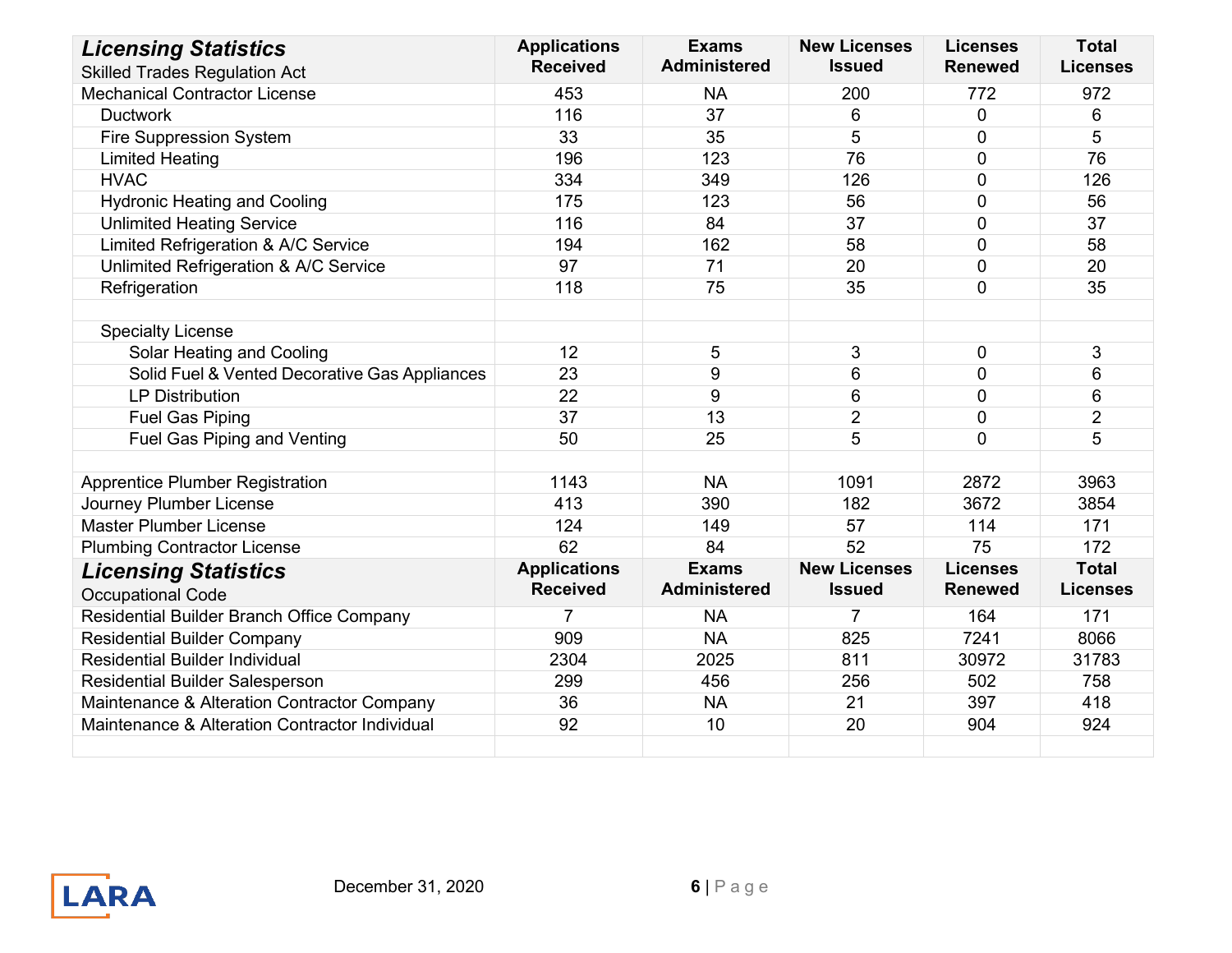| ***Licensing Statistics*** Skilled Trades Regulation Act | Applications Received | Exams Administered | New Licenses Issued | Licenses Renewed | Total Licenses |
|---|---|---|---|---|---|
| Mechanical Contractor License | 453 | NA | 200 | 772 | 972 |
| Ductwork | 116 | 37 | 6 | 0 | 6 |
| Fire Suppression System | 33 | 35 | 5 | 0 | 5 |
| Limited Heating | 196 | 123 | 76 | 0 | 76 |
| HVAC | 334 | 349 | 126 | 0 | 126 |
| Hydronic Heating and Cooling | 175 | 123 | 56 | 0 | 56 |
| Unlimited Heating Service | 116 | 84 | 37 | 0 | 37 |
| Limited Refrigeration & A/C Service | 194 | 162 | 58 | 0 | 58 |
| Unlimited Refrigeration & A/C Service | 97 | 71 | 20 | 0 | 20 |
| Refrigeration | 118 | 75 | 35 | 0 | 35 |
| | | | | | |
| Specialty License | | | | | |
| Solar Heating and Cooling | 12 | 5 | 3 | 0 | 3 |
| Solid Fuel & Vented Decorative Gas Appliances | 23 | 9 | 6 | 0 | 6 |
| LP Distribution | 22 | 9 | 6 | 0 | 6 |
| Fuel Gas Piping | 37 | 13 | 2 | 0 | 2 |
| Fuel Gas Piping and Venting | 50 | 25 | 5 | 0 | 5 |
| | | | | | |
| Apprentice Plumber Registration | 1143 | NA | 1091 | 2872 | 3963 |
| Journey Plumber License | 413 | 390 | 182 | 3672 | 3854 |
| Master Plumber License | 124 | 149 | 57 | 114 | 171 |
| Plumbing Contractor License | 62 | 84 | 52 | 75 | 172 |

| ***Licensing Statistics*** Occupational Code | Applications Received | Exams Administered | New Licenses Issued | Licenses Renewed | Total Licenses |
|---|---|---|---|---|---|
| Residential Builder Branch Office Company | 7 | NA | 7 | 164 | 171 |
| Residential Builder Company | 909 | NA | 825 | 7241 | 8066 |
| Residential Builder Individual | 2304 | 2025 | 811 | 30972 | 31783 |
| Residential Builder Salesperson | 299 | 456 | 256 | 502 | 758 |
| Maintenance & Alteration Contractor Company | 36 | NA | 21 | 397 | 418 |
| Maintenance & Alteration Contractor Individual | 92 | 10 | 20 | 904 | 924 |

December 31, 2020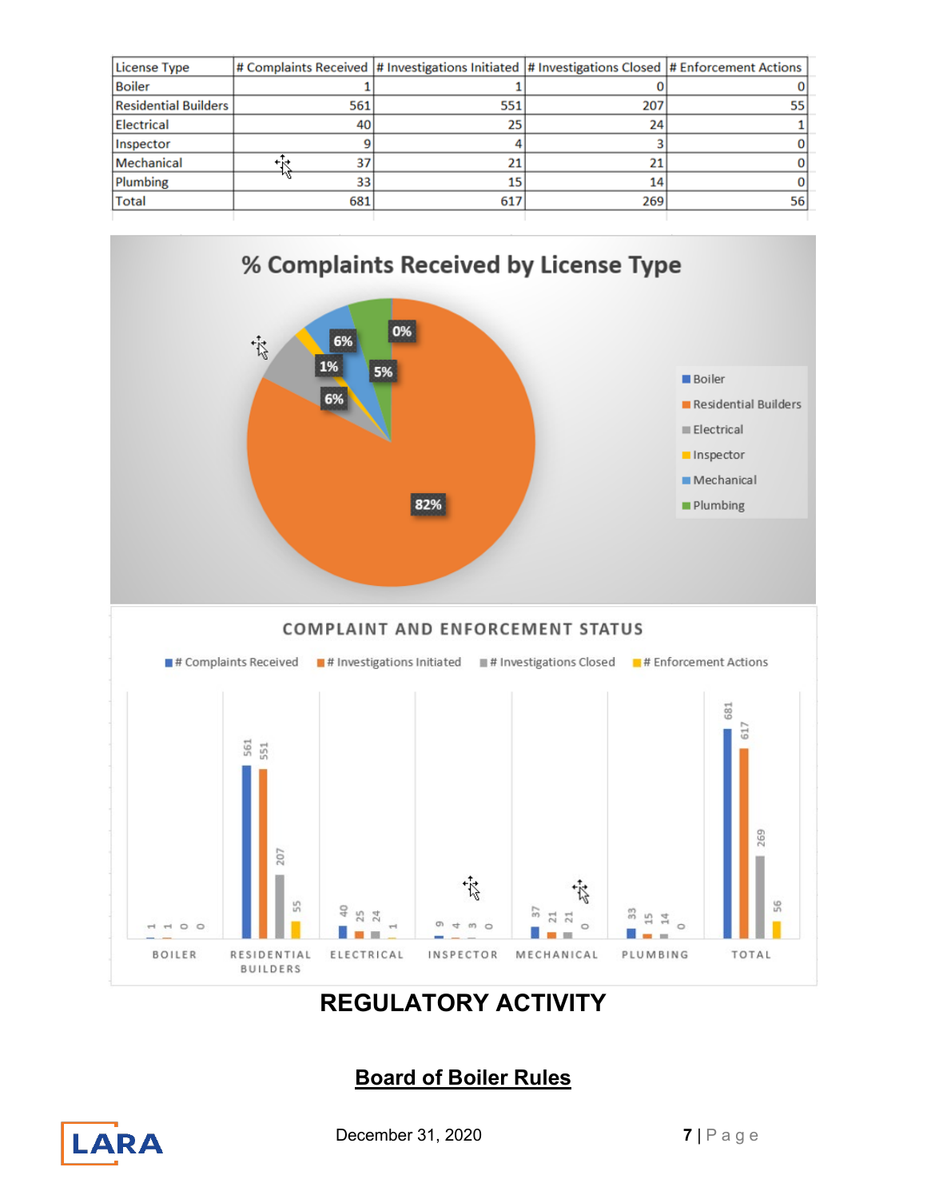| License Type | # Complaints Received | # Investigations Initiated | # Investigations Closed | # Enforcement Actions |
|---|---|---|---|---|
| Boiler | 1 | 1 | 0 | 0 |
| Residential Builders | 561 | 551 | 207 | 55 |
| Electrical | 40 | 25 | 24 | 1 |
| Inspector | 9 | 4 | 3 | 0 |
| Mechanical | 37 | 21 | 21 | 0 |
| Plumbing | 33 | 15 | 14 | 0 |
| Total | 681 | 617 | 269 | 56 |

**% Complaints Received by License Type**

| License Type | % |
|---|---|
| Boiler | 0% |
| Residential Builders | 82% |
| Electrical | 6% |
| Inspector | 1% |
| Mechanical | 6% |
| Plumbing | 5% |

**COMPLAINT AND ENFORCEMENT STATUS**

| | # Complaints Received | # Investigations Initiated | # Investigations Closed | # Enforcement Actions |
|---|---|---|---|---|
| BOILER | 1 | 1 | 0 | 0 |
| RESIDENTIAL BUILDERS | 561 | 551 | 207 | 55 |
| ELECTRICAL | 40 | 25 | 24 | 1 |
| INSPECTOR | 9 | 4 | 3 | 0 |
| MECHANICAL | 37 | 21 | 21 | 0 |
| PLUMBING | 33 | 15 | 14 | 0 |
| TOTAL | 681 | 617 | 269 | 56 |

# REGULATORY ACTIVITY

## Board of Boiler Rules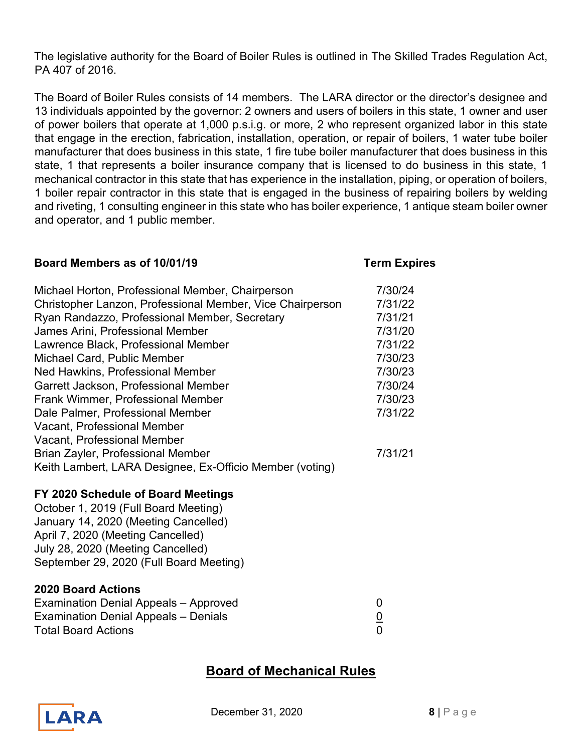The legislative authority for the Board of Boiler Rules is outlined in The Skilled Trades Regulation Act, PA 407 of 2016.

The Board of Boiler Rules consists of 14 members. The LARA director or the director's designee and 13 individuals appointed by the governor: 2 owners and users of boilers in this state, 1 owner and user of power boilers that operate at 1,000 p.s.i.g. or more, 2 who represent organized labor in this state that engage in the erection, fabrication, installation, operation, or repair of boilers, 1 water tube boiler manufacturer that does business in this state, 1 fire tube boiler manufacturer that does business in this state, 1 that represents a boiler insurance company that is licensed to do business in this state, 1 mechanical contractor in this state that has experience in the installation, piping, or operation of boilers, 1 boiler repair contractor in this state that is engaged in the business of repairing boilers by welding and riveting, 1 consulting engineer in this state who has boiler experience, 1 antique steam boiler owner and operator, and 1 public member.

| **Board Members as of 10/01/19** | **Term Expires** |
|---|---|
| Michael Horton, Professional Member, Chairperson | 7/30/24 |
| Christopher Lanzon, Professional Member, Vice Chairperson | 7/31/22 |
| Ryan Randazzo, Professional Member, Secretary | 7/31/21 |
| James Arini, Professional Member | 7/31/20 |
| Lawrence Black, Professional Member | 7/31/22 |
| Michael Card, Public Member | 7/30/23 |
| Ned Hawkins, Professional Member | 7/30/23 |
| Garrett Jackson, Professional Member | 7/30/24 |
| Frank Wimmer, Professional Member | 7/30/23 |
| Dale Palmer, Professional Member | 7/31/22 |
| Vacant, Professional Member | |
| Vacant, Professional Member | |
| Brian Zayler, Professional Member | 7/31/21 |
| Keith Lambert, LARA Designee, Ex-Officio Member (voting) | |

**FY 2020 Schedule of Board Meetings**

October 1, 2019 (Full Board Meeting)
January 14, 2020 (Meeting Cancelled)
April 7, 2020 (Meeting Cancelled)
July 28, 2020 (Meeting Cancelled)
September 29, 2020 (Full Board Meeting)

**2020 Board Actions**

| | |
|---|---|
| Examination Denial Appeals – Approved | 0 |
| Examination Denial Appeals – Denials | 0 |
| Total Board Actions | 0 |

## Board of Mechanical Rules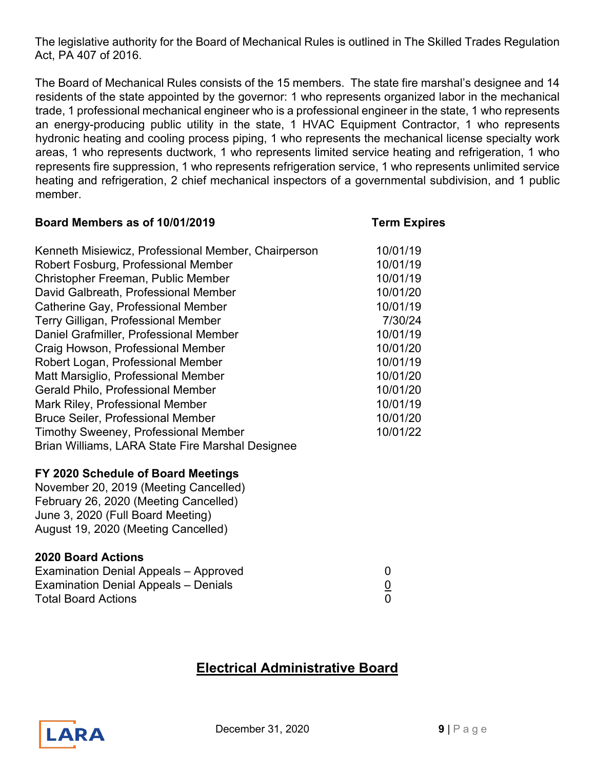The legislative authority for the Board of Mechanical Rules is outlined in The Skilled Trades Regulation Act, PA 407 of 2016.

The Board of Mechanical Rules consists of the 15 members. The state fire marshal's designee and 14 residents of the state appointed by the governor: 1 who represents organized labor in the mechanical trade, 1 professional mechanical engineer who is a professional engineer in the state, 1 who represents an energy-producing public utility in the state, 1 HVAC Equipment Contractor, 1 who represents hydronic heating and cooling process piping, 1 who represents the mechanical license specialty work areas, 1 who represents ductwork, 1 who represents limited service heating and refrigeration, 1 who represents fire suppression, 1 who represents refrigeration service, 1 who represents unlimited service heating and refrigeration, 2 chief mechanical inspectors of a governmental subdivision, and 1 public member.

| **Board Members as of 10/01/2019** | **Term Expires** |
|---|---|
| Kenneth Misiewicz, Professional Member, Chairperson | 10/01/19 |
| Robert Fosburg, Professional Member | 10/01/19 |
| Christopher Freeman, Public Member | 10/01/19 |
| David Galbreath, Professional Member | 10/01/20 |
| Catherine Gay, Professional Member | 10/01/19 |
| Terry Gilligan, Professional Member | 7/30/24 |
| Daniel Grafmiller, Professional Member | 10/01/19 |
| Craig Howson, Professional Member | 10/01/20 |
| Robert Logan, Professional Member | 10/01/19 |
| Matt Marsiglio, Professional Member | 10/01/20 |
| Gerald Philo, Professional Member | 10/01/20 |
| Mark Riley, Professional Member | 10/01/19 |
| Bruce Seiler, Professional Member | 10/01/20 |
| Timothy Sweeney, Professional Member | 10/01/22 |
| Brian Williams, LARA State Fire Marshal Designee | |

**FY 2020 Schedule of Board Meetings**

November 20, 2019 (Meeting Cancelled)
February 26, 2020 (Meeting Cancelled)
June 3, 2020 (Full Board Meeting)
August 19, 2020 (Meeting Cancelled)

**2020 Board Actions**

| | |
|---|---|
| Examination Denial Appeals – Approved | 0 |
| Examination Denial Appeals – Denials | 0 |
| Total Board Actions | 0 |

## Electrical Administrative Board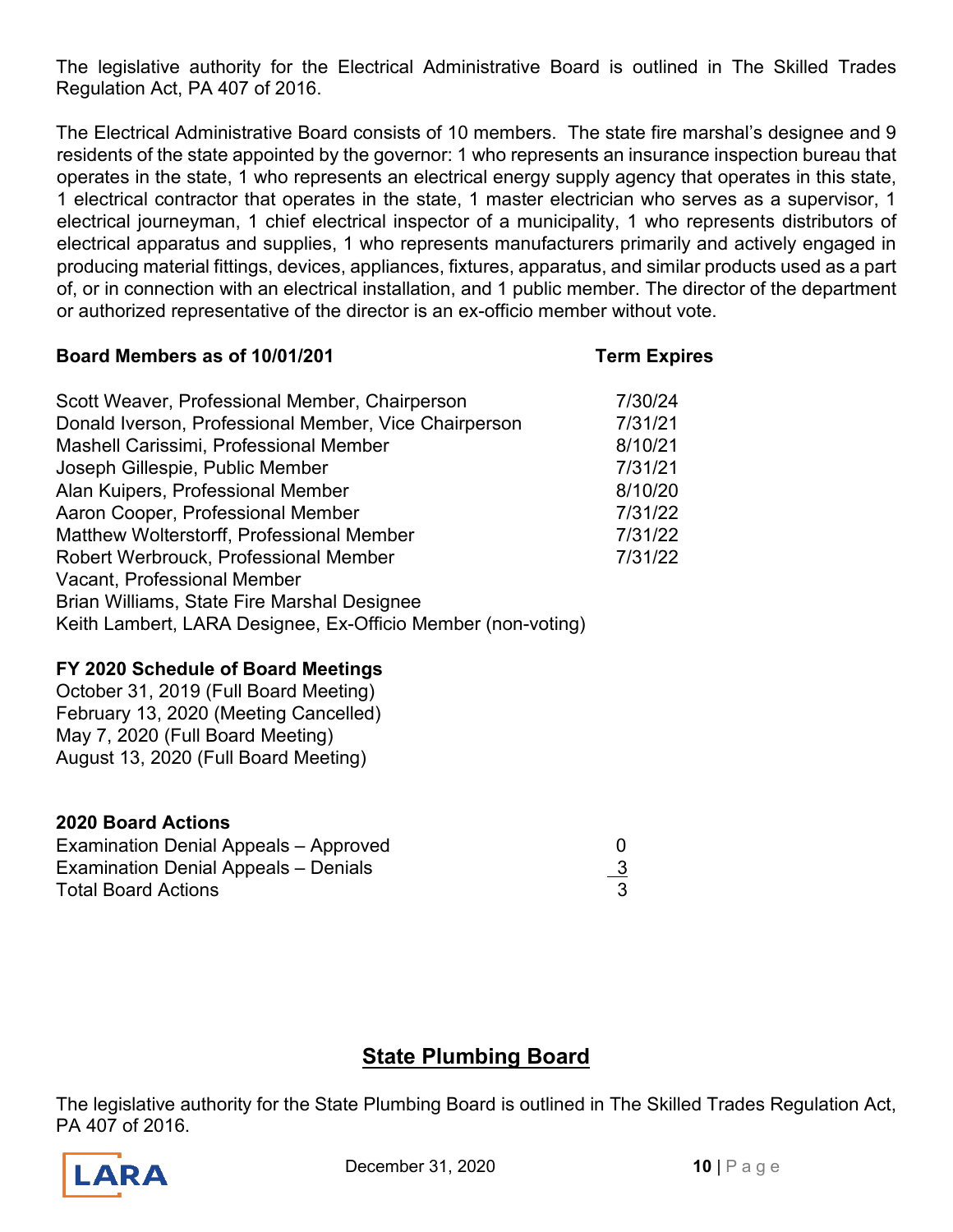The legislative authority for the Electrical Administrative Board is outlined in The Skilled Trades Regulation Act, PA 407 of 2016.

The Electrical Administrative Board consists of 10 members. The state fire marshal's designee and 9 residents of the state appointed by the governor: 1 who represents an insurance inspection bureau that operates in the state, 1 who represents an electrical energy supply agency that operates in this state, 1 electrical contractor that operates in the state, 1 master electrician who serves as a supervisor, 1 electrical journeyman, 1 chief electrical inspector of a municipality, 1 who represents distributors of electrical apparatus and supplies, 1 who represents manufacturers primarily and actively engaged in producing material fittings, devices, appliances, fixtures, apparatus, and similar products used as a part of, or in connection with an electrical installation, and 1 public member. The director of the department or authorized representative of the director is an ex-officio member without vote.

| **Board Members as of 10/01/201** | **Term Expires** |
|---|---|
| Scott Weaver, Professional Member, Chairperson | 7/30/24 |
| Donald Iverson, Professional Member, Vice Chairperson | 7/31/21 |
| Mashell Carissimi, Professional Member | 8/10/21 |
| Joseph Gillespie, Public Member | 7/31/21 |
| Alan Kuipers, Professional Member | 8/10/20 |
| Aaron Cooper, Professional Member | 7/31/22 |
| Matthew Wolterstorff, Professional Member | 7/31/22 |
| Robert Werbrouck, Professional Member | 7/31/22 |
| Vacant, Professional Member | |
| Brian Williams, State Fire Marshal Designee | |
| Keith Lambert, LARA Designee, Ex-Officio Member (non-voting) | |

**FY 2020 Schedule of Board Meetings**

October 31, 2019 (Full Board Meeting)
February 13, 2020 (Meeting Cancelled)
May 7, 2020 (Full Board Meeting)
August 13, 2020 (Full Board Meeting)

| **2020 Board Actions** | |
|---|---|
| Examination Denial Appeals – Approved | 0 |
| Examination Denial Appeals – Denials | 3 |
| Total Board Actions | 3 |

## State Plumbing Board

The legislative authority for the State Plumbing Board is outlined in The Skilled Trades Regulation Act, PA 407 of 2016.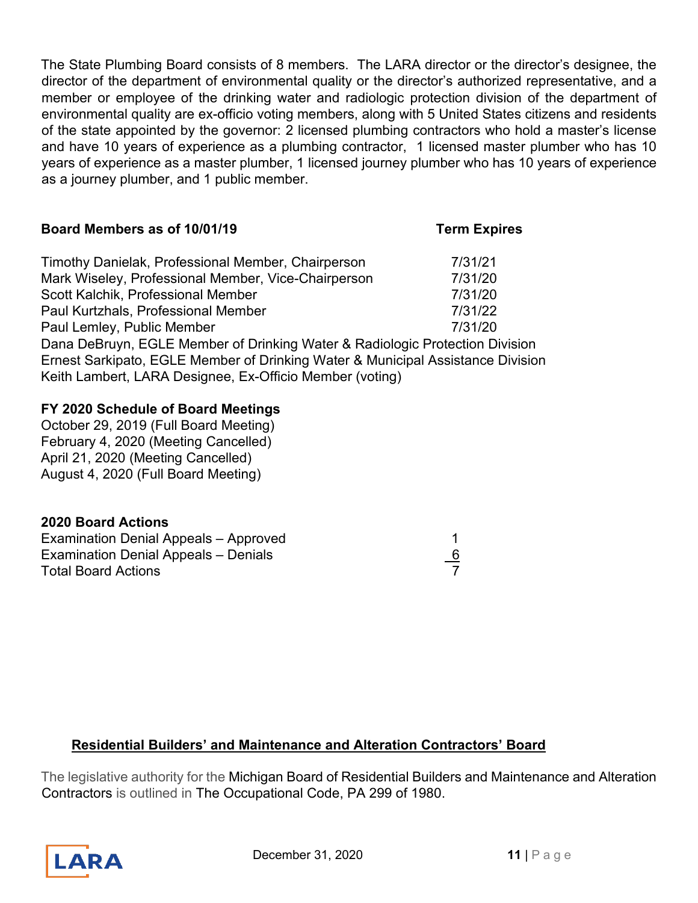The State Plumbing Board consists of 8 members. The LARA director or the director's designee, the director of the department of environmental quality or the director's authorized representative, and a member or employee of the drinking water and radiologic protection division of the department of environmental quality are ex-officio voting members, along with 5 United States citizens and residents of the state appointed by the governor: 2 licensed plumbing contractors who hold a master's license and have 10 years of experience as a plumbing contractor, 1 licensed master plumber who has 10 years of experience as a master plumber, 1 licensed journey plumber who has 10 years of experience as a journey plumber, and 1 public member.

| **Board Members as of 10/01/19** | **Term Expires** |
|---|---|
| Timothy Danielak, Professional Member, Chairperson | 7/31/21 |
| Mark Wiseley, Professional Member, Vice-Chairperson | 7/31/20 |
| Scott Kalchik, Professional Member | 7/31/20 |
| Paul Kurtzhals, Professional Member | 7/31/22 |
| Paul Lemley, Public Member | 7/31/20 |
| Dana DeBruyn, EGLE Member of Drinking Water & Radiologic Protection Division | |
| Ernest Sarkipato, EGLE Member of Drinking Water & Municipal Assistance Division | |
| Keith Lambert, LARA Designee, Ex-Officio Member (voting) | |

**FY 2020 Schedule of Board Meetings**

October 29, 2019 (Full Board Meeting)
February 4, 2020 (Meeting Cancelled)
April 21, 2020 (Meeting Cancelled)
August 4, 2020 (Full Board Meeting)

**2020 Board Actions**

| | |
|---|---|
| Examination Denial Appeals – Approved | 1 |
| Examination Denial Appeals – Denials | 6 |
| Total Board Actions | 7 |

## Residential Builders' and Maintenance and Alteration Contractors' Board

The legislative authority for the Michigan Board of Residential Builders and Maintenance and Alteration Contractors is outlined in The Occupational Code, PA 299 of 1980.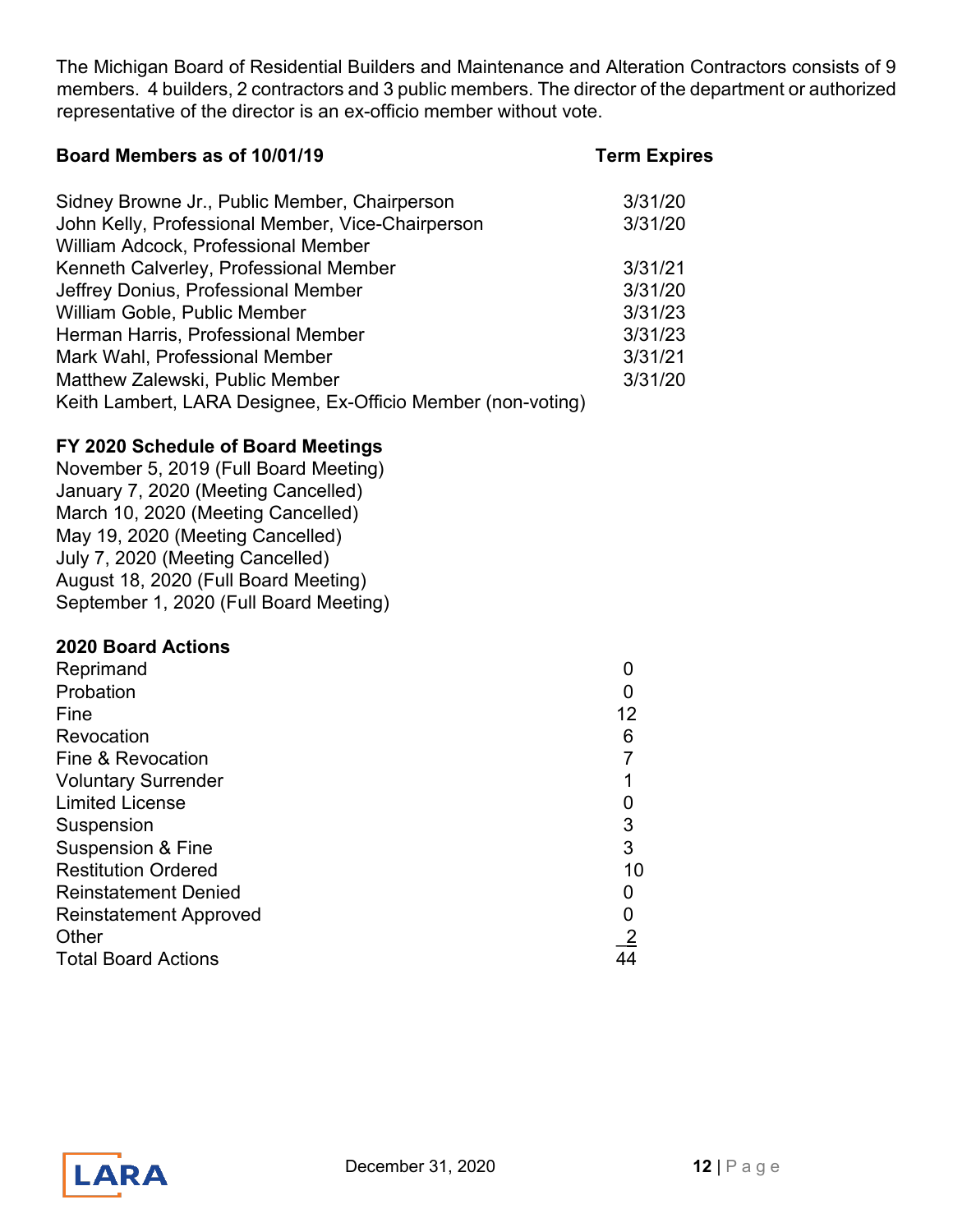The Michigan Board of Residential Builders and Maintenance and Alteration Contractors consists of 9 members. 4 builders, 2 contractors and 3 public members. The director of the department or authorized representative of the director is an ex-officio member without vote.

| **Board Members as of 10/01/19** | **Term Expires** |
|---|---|
| Sidney Browne Jr., Public Member, Chairperson | 3/31/20 |
| John Kelly, Professional Member, Vice-Chairperson | 3/31/20 |
| William Adcock, Professional Member | |
| Kenneth Calverley, Professional Member | 3/31/21 |
| Jeffrey Donius, Professional Member | 3/31/20 |
| William Goble, Public Member | 3/31/23 |
| Herman Harris, Professional Member | 3/31/23 |
| Mark Wahl, Professional Member | 3/31/21 |
| Matthew Zalewski, Public Member | 3/31/20 |
| Keith Lambert, LARA Designee, Ex-Officio Member (non-voting) | |

**FY 2020 Schedule of Board Meetings**

November 5, 2019 (Full Board Meeting)
January 7, 2020 (Meeting Cancelled)
March 10, 2020 (Meeting Cancelled)
May 19, 2020 (Meeting Cancelled)
July 7, 2020 (Meeting Cancelled)
August 18, 2020 (Full Board Meeting)
September 1, 2020 (Full Board Meeting)

| **2020 Board Actions** | |
|---|---|
| Reprimand | 0 |
| Probation | 0 |
| Fine | 12 |
| Revocation | 6 |
| Fine & Revocation | 7 |
| Voluntary Surrender | 1 |
| Limited License | 0 |
| Suspension | 3 |
| Suspension & Fine | 3 |
| Restitution Ordered | 10 |
| Reinstatement Denied | 0 |
| Reinstatement Approved | 0 |
| Other | 2 |
| Total Board Actions | 44 |